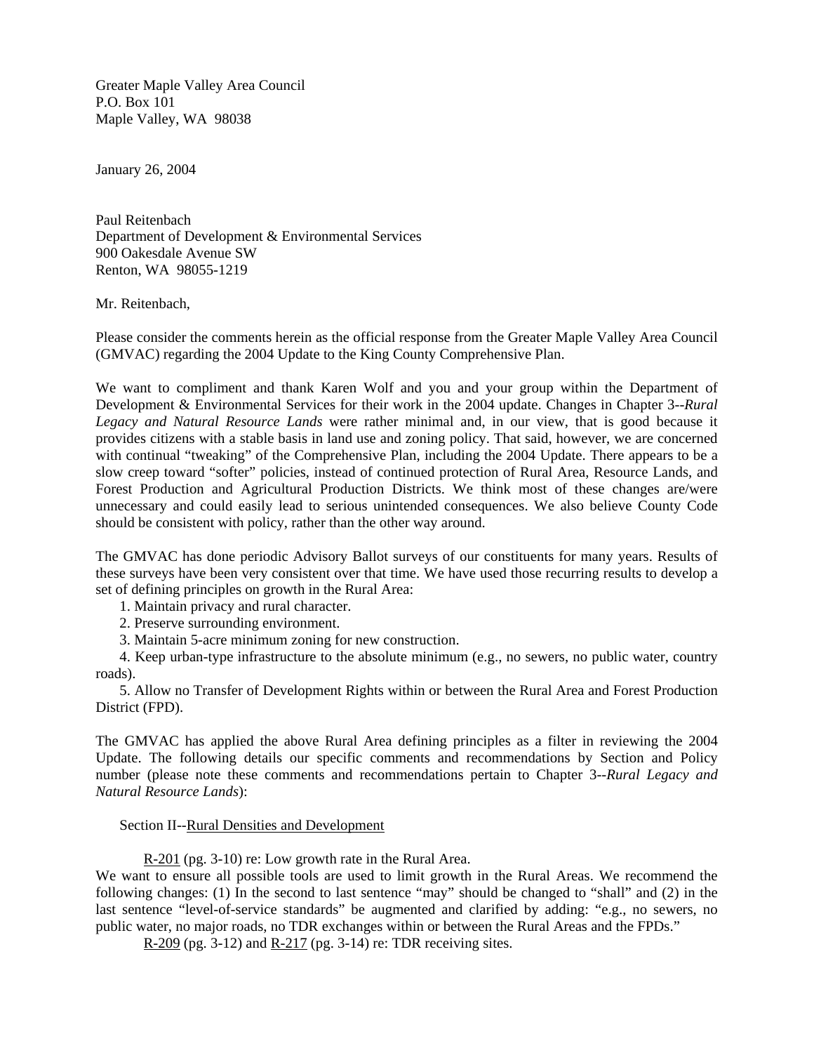Greater Maple Valley Area Council
P.O. Box 101
Maple Valley, WA 98038

January 26, 2004

Paul Reitenbach
Department of Development & Environmental Services
900 Oakesdale Avenue SW
Renton, WA 98055-1219

Mr. Reitenbach,

Please consider the comments herein as the official response from the Greater Maple Valley Area Council (GMVAC) regarding the 2004 Update to the King County Comprehensive Plan.

We want to compliment and thank Karen Wolf and you and your group within the Department of Development & Environmental Services for their work in the 2004 update. Changes in Chapter 3--*Rural Legacy and Natural Resource Lands* were rather minimal and, in our view, that is good because it provides citizens with a stable basis in land use and zoning policy. That said, however, we are concerned with continual "tweaking" of the Comprehensive Plan, including the 2004 Update. There appears to be a slow creep toward "softer" policies, instead of continued protection of Rural Area, Resource Lands, and Forest Production and Agricultural Production Districts. We think most of these changes are/were unnecessary and could easily lead to serious unintended consequences. We also believe County Code should be consistent with policy, rather than the other way around.

The GMVAC has done periodic Advisory Ballot surveys of our constituents for many years. Results of these surveys have been very consistent over that time. We have used those recurring results to develop a set of defining principles on growth in the Rural Area:

1. Maintain privacy and rural character.
2. Preserve surrounding environment.
3. Maintain 5-acre minimum zoning for new construction.
4. Keep urban-type infrastructure to the absolute minimum (e.g., no sewers, no public water, country roads).
5. Allow no Transfer of Development Rights within or between the Rural Area and Forest Production District (FPD).

The GMVAC has applied the above Rural Area defining principles as a filter in reviewing the 2004 Update. The following details our specific comments and recommendations by Section and Policy number (please note these comments and recommendations pertain to Chapter 3--*Rural Legacy and Natural Resource Lands*):

Section II--Rural Densities and Development

R-201 (pg. 3-10) re: Low growth rate in the Rural Area.
We want to ensure all possible tools are used to limit growth in the Rural Areas. We recommend the following changes: (1) In the second to last sentence "may" should be changed to "shall" and (2) in the last sentence "level-of-service standards" be augmented and clarified by adding: "e.g., no sewers, no public water, no major roads, no TDR exchanges within or between the Rural Areas and the FPDs."

R-209 (pg. 3-12) and R-217 (pg. 3-14) re: TDR receiving sites.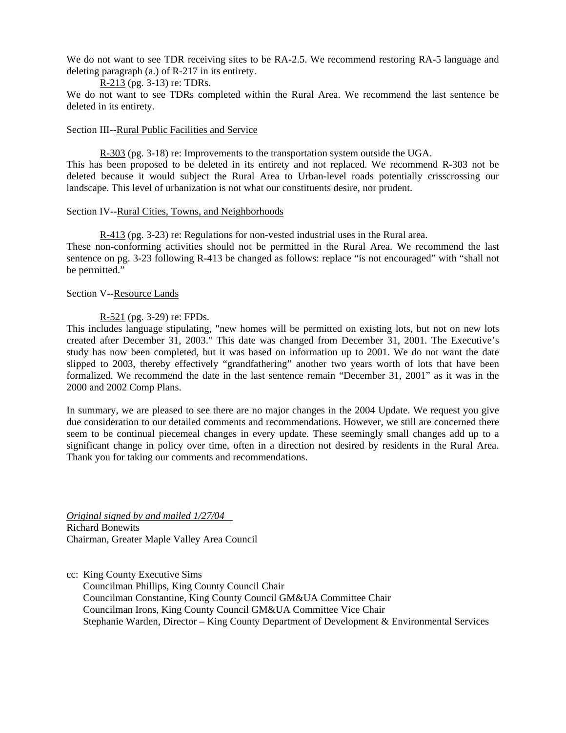We do not want to see TDR receiving sites to be RA-2.5. We recommend restoring RA-5 language and deleting paragraph (a.) of R-217 in its entirety.

<u>R-213</u> (pg. 3-13) re: TDRs.

We do not want to see TDRs completed within the Rural Area. We recommend the last sentence be deleted in its entirety.

Section III--<u>Rural Public Facilities and Service</u>

<u>R-303</u> (pg. 3-18) re: Improvements to the transportation system outside the UGA.

This has been proposed to be deleted in its entirety and not replaced. We recommend R-303 not be deleted because it would subject the Rural Area to Urban-level roads potentially crisscrossing our landscape. This level of urbanization is not what our constituents desire, nor prudent.

Section IV--<u>Rural Cities, Towns, and Neighborhoods</u>

<u>R-413</u> (pg. 3-23) re: Regulations for non-vested industrial uses in the Rural area.

These non-conforming activities should not be permitted in the Rural Area. We recommend the last sentence on pg. 3-23 following R-413 be changed as follows: replace "is not encouraged" with "shall not be permitted."

Section V--<u>Resource Lands</u>

<u>R-521</u> (pg. 3-29) re: FPDs.

This includes language stipulating, "new homes will be permitted on existing lots, but not on new lots created after December 31, 2003." This date was changed from December 31, 2001. The Executive's study has now been completed, but it was based on information up to 2001. We do not want the date slipped to 2003, thereby effectively "grandfathering" another two years worth of lots that have been formalized. We recommend the date in the last sentence remain "December 31, 2001" as it was in the 2000 and 2002 Comp Plans.

In summary, we are pleased to see there are no major changes in the 2004 Update. We request you give due consideration to our detailed comments and recommendations. However, we still are concerned there seem to be continual piecemeal changes in every update. These seemingly small changes add up to a significant change in policy over time, often in a direction not desired by residents in the Rural Area. Thank you for taking our comments and recommendations.

*<u>Original signed by and mailed 1/27/04</u>*

Richard Bonewits

Chairman, Greater Maple Valley Area Council

cc: King County Executive Sims
Councilman Phillips, King County Council Chair
Councilman Constantine, King County Council GM&UA Committee Chair
Councilman Irons, King County Council GM&UA Committee Vice Chair
Stephanie Warden, Director – King County Department of Development & Environmental Services